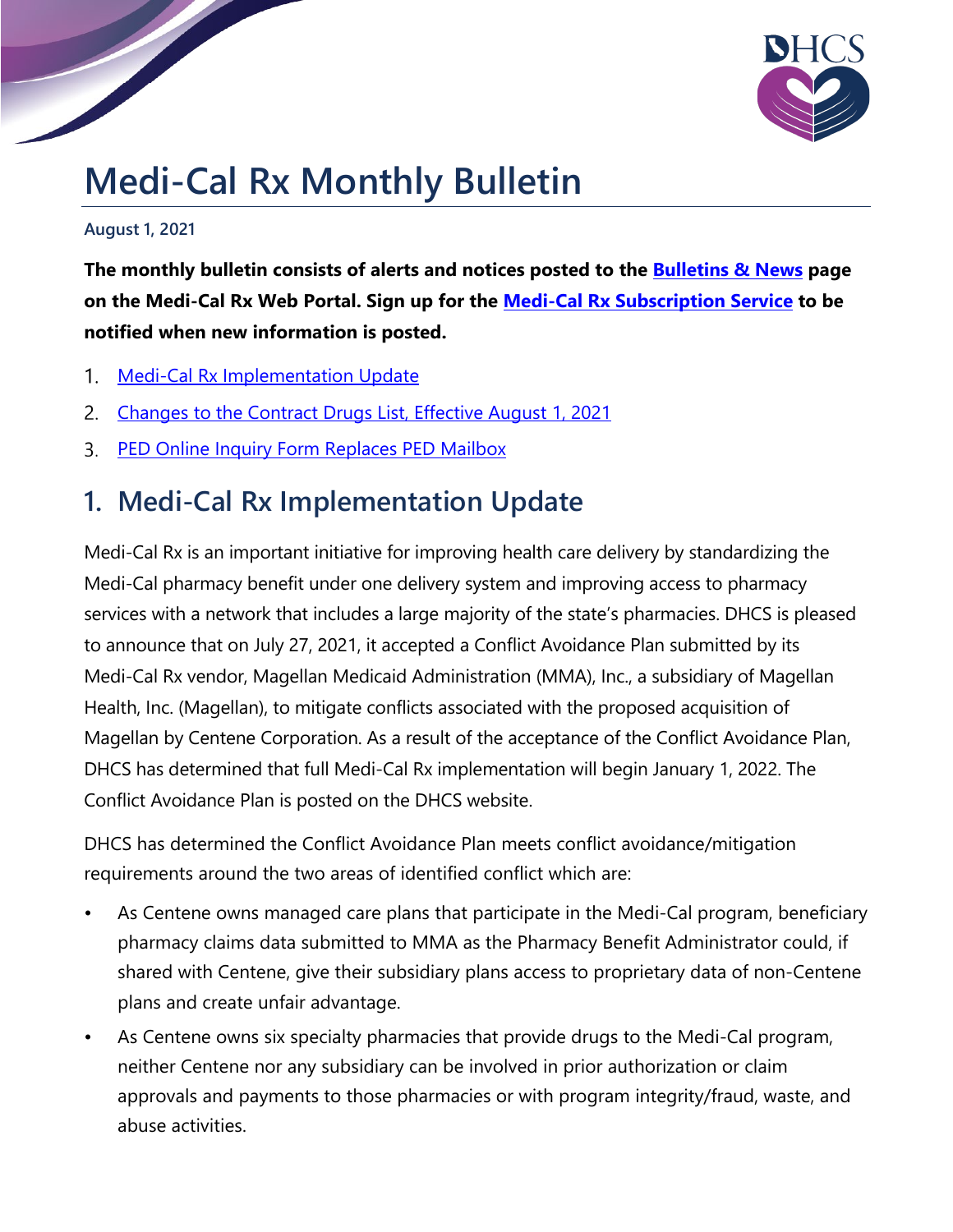# Medi-Cal Rx Monthly Bulletin

**August 1, 2021**

**The monthly bulletin consists of alerts and notices posted to the Bulletins & News page on the Medi-Cal Rx Web Portal. Sign up for the Medi-Cal Rx Subscription Service to be notified when new information is posted.**

1. Medi-Cal Rx Implementation Update
2. Changes to the Contract Drugs List, Effective August 1, 2021
3. PED Online Inquiry Form Replaces PED Mailbox

## 1. Medi-Cal Rx Implementation Update

Medi-Cal Rx is an important initiative for improving health care delivery by standardizing the Medi-Cal pharmacy benefit under one delivery system and improving access to pharmacy services with a network that includes a large majority of the state's pharmacies. DHCS is pleased to announce that on July 27, 2021, it accepted a Conflict Avoidance Plan submitted by its Medi-Cal Rx vendor, Magellan Medicaid Administration (MMA), Inc., a subsidiary of Magellan Health, Inc. (Magellan), to mitigate conflicts associated with the proposed acquisition of Magellan by Centene Corporation. As a result of the acceptance of the Conflict Avoidance Plan, DHCS has determined that full Medi-Cal Rx implementation will begin January 1, 2022. The Conflict Avoidance Plan is posted on the DHCS website.

DHCS has determined the Conflict Avoidance Plan meets conflict avoidance/mitigation requirements around the two areas of identified conflict which are:

- As Centene owns managed care plans that participate in the Medi-Cal program, beneficiary pharmacy claims data submitted to MMA as the Pharmacy Benefit Administrator could, if shared with Centene, give their subsidiary plans access to proprietary data of non-Centene plans and create unfair advantage.
- As Centene owns six specialty pharmacies that provide drugs to the Medi-Cal program, neither Centene nor any subsidiary can be involved in prior authorization or claim approvals and payments to those pharmacies or with program integrity/fraud, waste, and abuse activities.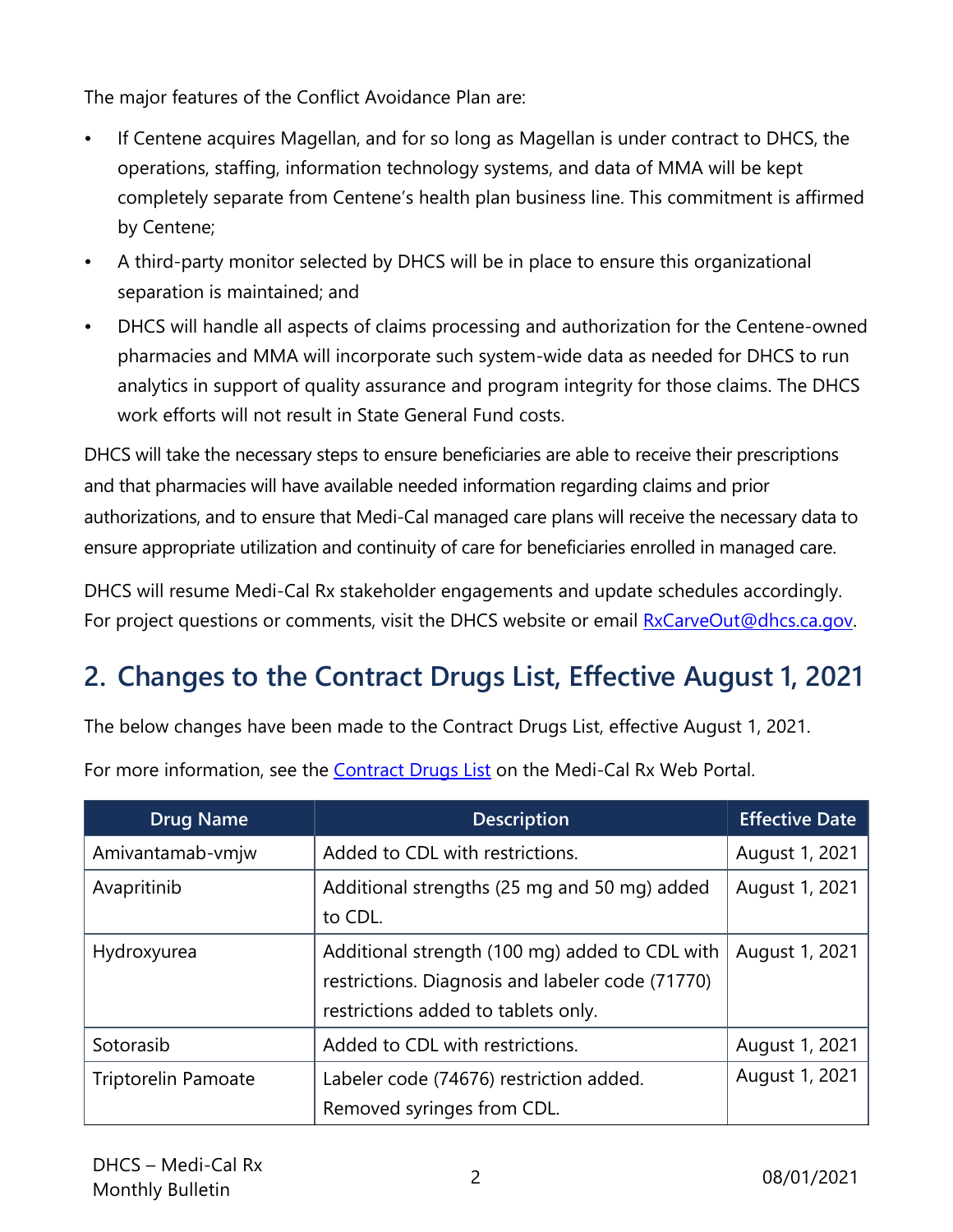The major features of the Conflict Avoidance Plan are:

- If Centene acquires Magellan, and for so long as Magellan is under contract to DHCS, the operations, staffing, information technology systems, and data of MMA will be kept completely separate from Centene's health plan business line. This commitment is affirmed by Centene;
- A third-party monitor selected by DHCS will be in place to ensure this organizational separation is maintained; and
- DHCS will handle all aspects of claims processing and authorization for the Centene-owned pharmacies and MMA will incorporate such system-wide data as needed for DHCS to run analytics in support of quality assurance and program integrity for those claims. The DHCS work efforts will not result in State General Fund costs.

DHCS will take the necessary steps to ensure beneficiaries are able to receive their prescriptions and that pharmacies will have available needed information regarding claims and prior authorizations, and to ensure that Medi-Cal managed care plans will receive the necessary data to ensure appropriate utilization and continuity of care for beneficiaries enrolled in managed care.

DHCS will resume Medi-Cal Rx stakeholder engagements and update schedules accordingly. For project questions or comments, visit the DHCS website or email RxCarveOut@dhcs.ca.gov.

## 2. Changes to the Contract Drugs List, Effective August 1, 2021

The below changes have been made to the Contract Drugs List, effective August 1, 2021.

For more information, see the Contract Drugs List on the Medi-Cal Rx Web Portal.

| Drug Name | Description | Effective Date |
|---|---|---|
| Amivantamab-vmjw | Added to CDL with restrictions. | August 1, 2021 |
| Avapritinib | Additional strengths (25 mg and 50 mg) added to CDL. | August 1, 2021 |
| Hydroxyurea | Additional strength (100 mg) added to CDL with restrictions. Diagnosis and labeler code (71770) restrictions added to tablets only. | August 1, 2021 |
| Sotorasib | Added to CDL with restrictions. | August 1, 2021 |
| Triptorelin Pamoate | Labeler code (74676) restriction added. Removed syringes from CDL. | August 1, 2021 |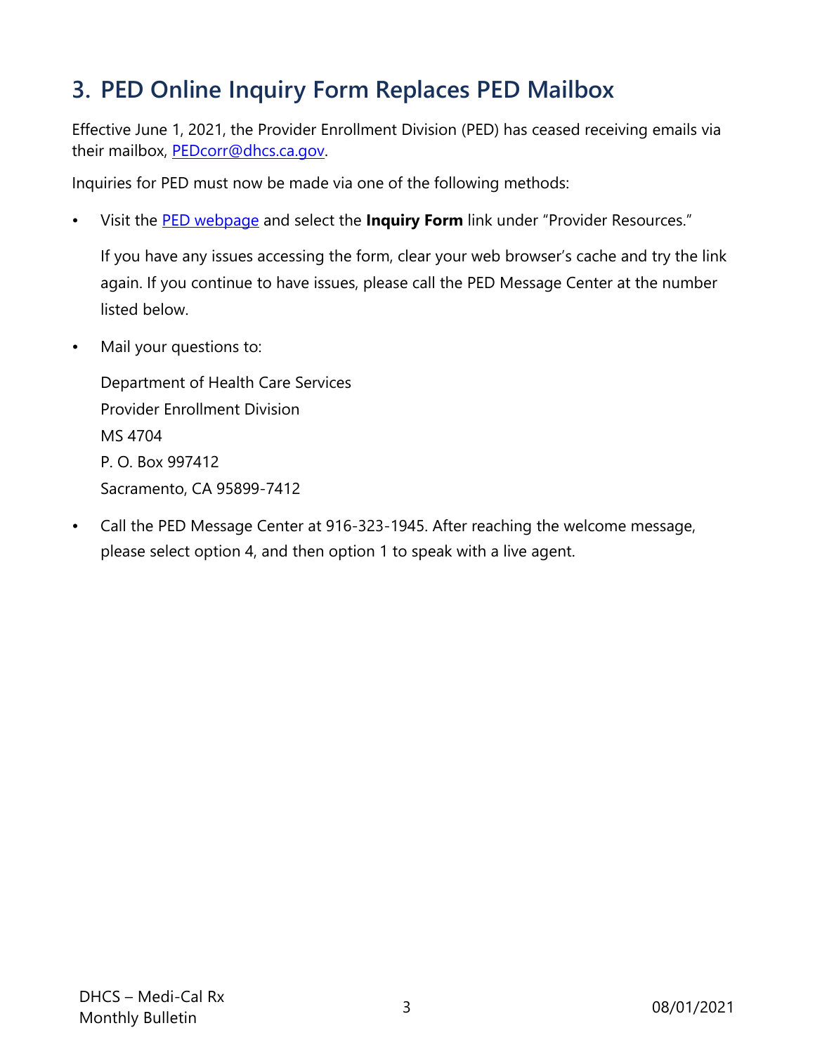## 3. PED Online Inquiry Form Replaces PED Mailbox

Effective June 1, 2021, the Provider Enrollment Division (PED) has ceased receiving emails via their mailbox, PEDcorr@dhcs.ca.gov.

Inquiries for PED must now be made via one of the following methods:

- Visit the PED webpage and select the **Inquiry Form** link under "Provider Resources."

  If you have any issues accessing the form, clear your web browser's cache and try the link again. If you continue to have issues, please call the PED Message Center at the number listed below.

- Mail your questions to:

  Department of Health Care Services
  Provider Enrollment Division
  MS 4704
  P. O. Box 997412
  Sacramento, CA 95899-7412

- Call the PED Message Center at 916-323-1945. After reaching the welcome message, please select option 4, and then option 1 to speak with a live agent.